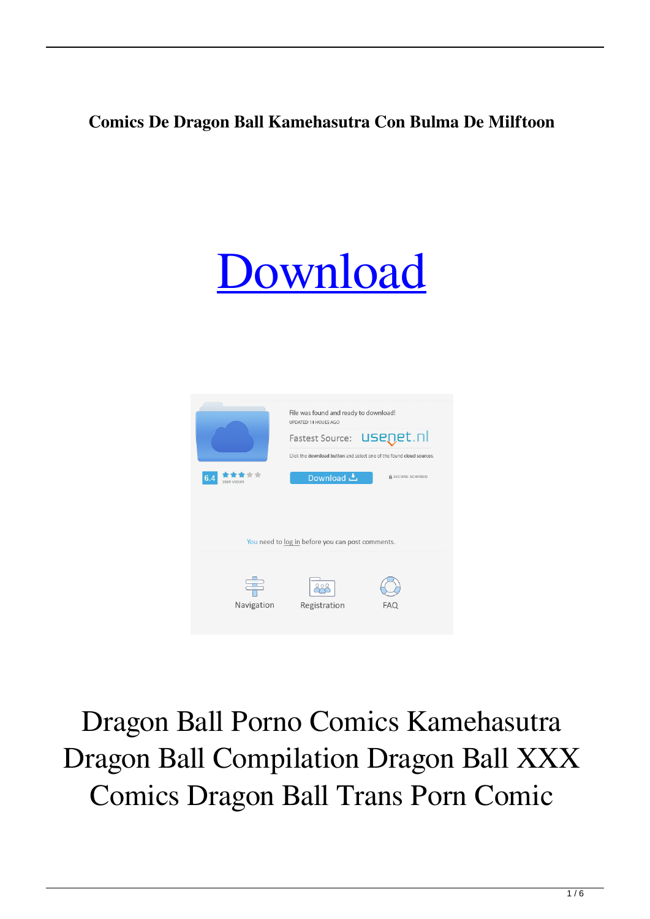**Comics De Dragon Ball Kamehasutra Con Bulma De Milftoon**

# Download

Dragon Ball Porno Comics Kamehasutra Dragon Ball Compilation Dragon Ball XXX Comics Dragon Ball Trans Porn Comic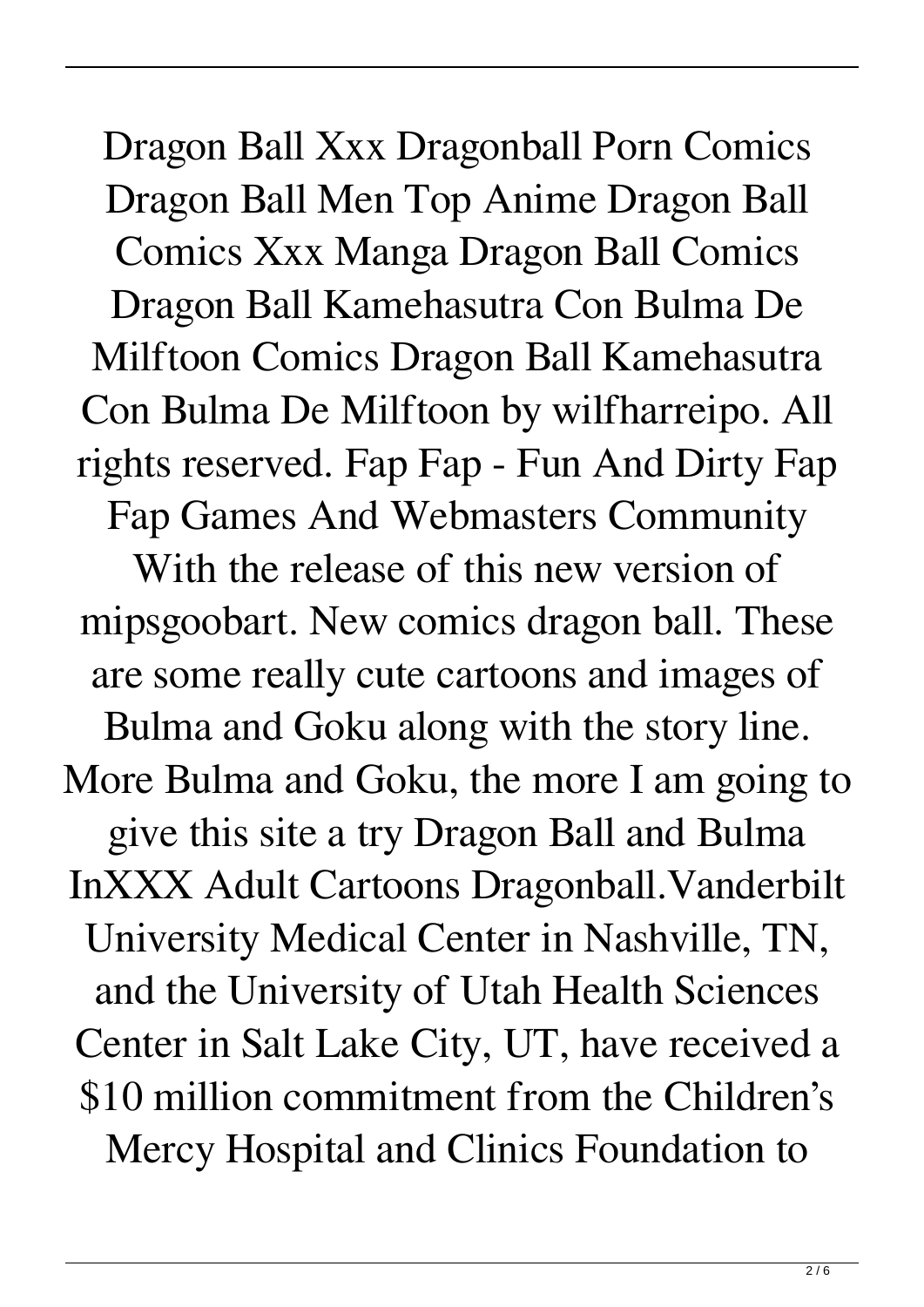Dragon Ball Xxx Dragonball Porn Comics Dragon Ball Men Top Anime Dragon Ball Comics Xxx Manga Dragon Ball Comics Dragon Ball Kamehasutra Con Bulma De Milftoon Comics Dragon Ball Kamehasutra Con Bulma De Milftoon by wilfharreipo. All rights reserved. Fap Fap - Fun And Dirty Fap Fap Games And Webmasters Community With the release of this new version of mipsgoobart. New comics dragon ball. These are some really cute cartoons and images of Bulma and Goku along with the story line. More Bulma and Goku, the more I am going to give this site a try Dragon Ball and Bulma InXXX Adult Cartoons Dragonball.Vanderbilt University Medical Center in Nashville, TN, and the University of Utah Health Sciences Center in Salt Lake City, UT, have received a $10 million commitment from the Children's Mercy Hospital and Clinics Foundation to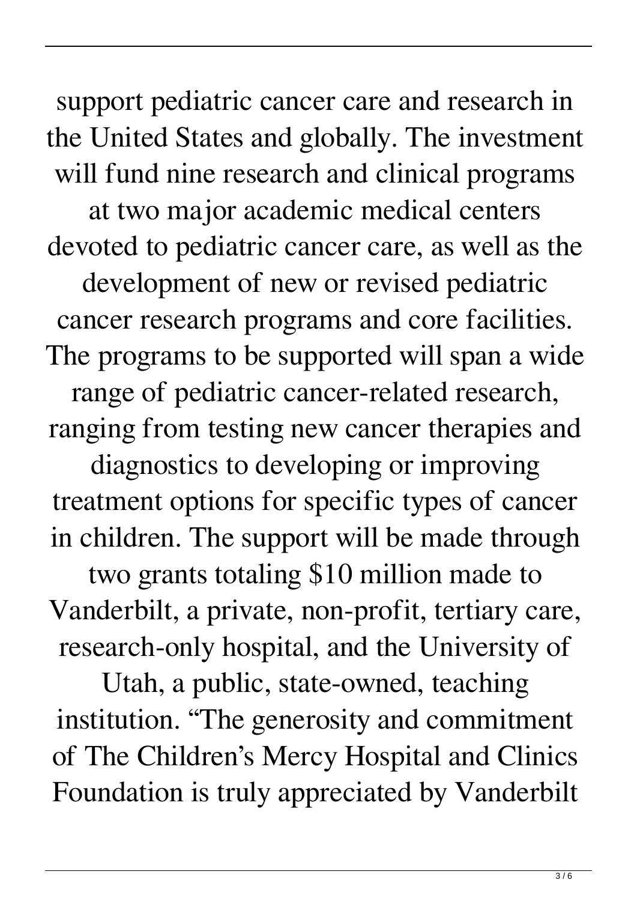support pediatric cancer care and research in the United States and globally. The investment will fund nine research and clinical programs at two major academic medical centers devoted to pediatric cancer care, as well as the development of new or revised pediatric cancer research programs and core facilities. The programs to be supported will span a wide range of pediatric cancer-related research, ranging from testing new cancer therapies and diagnostics to developing or improving treatment options for specific types of cancer in children. The support will be made through two grants totaling $10 million made to Vanderbilt, a private, non-profit, tertiary care, research-only hospital, and the University of Utah, a public, state-owned, teaching institution. "The generosity and commitment of The Children's Mercy Hospital and Clinics Foundation is truly appreciated by Vanderbilt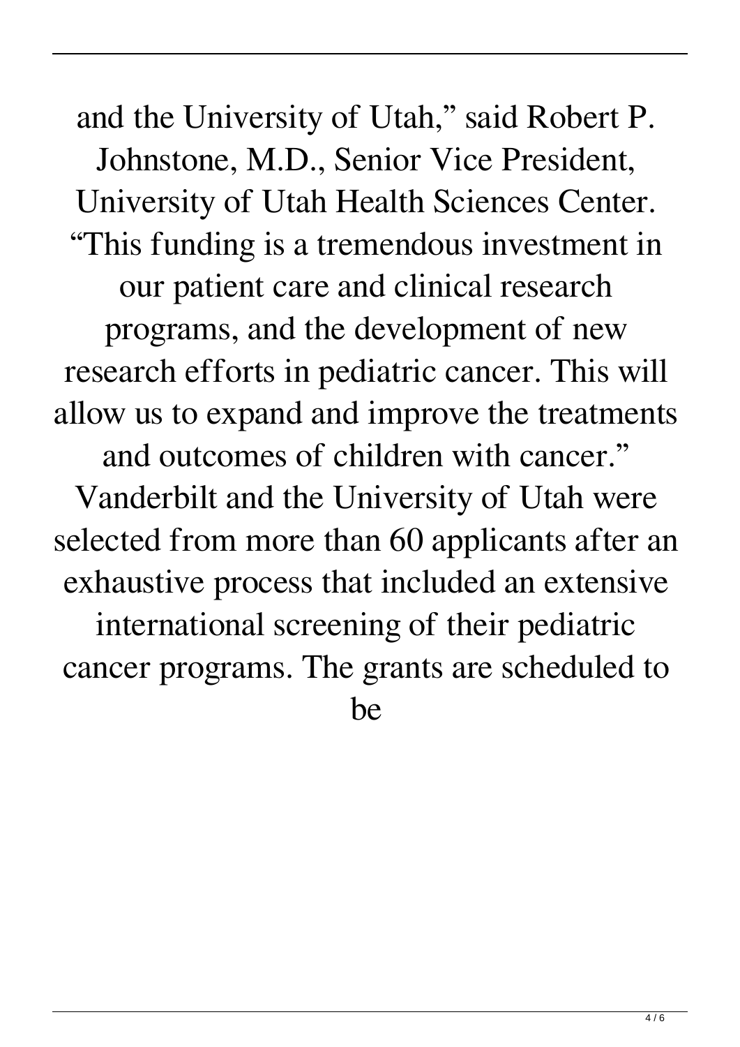and the University of Utah," said Robert P. Johnstone, M.D., Senior Vice President, University of Utah Health Sciences Center. "This funding is a tremendous investment in our patient care and clinical research programs, and the development of new research efforts in pediatric cancer. This will allow us to expand and improve the treatments and outcomes of children with cancer." Vanderbilt and the University of Utah were selected from more than 60 applicants after an exhaustive process that included an extensive international screening of their pediatric cancer programs. The grants are scheduled to be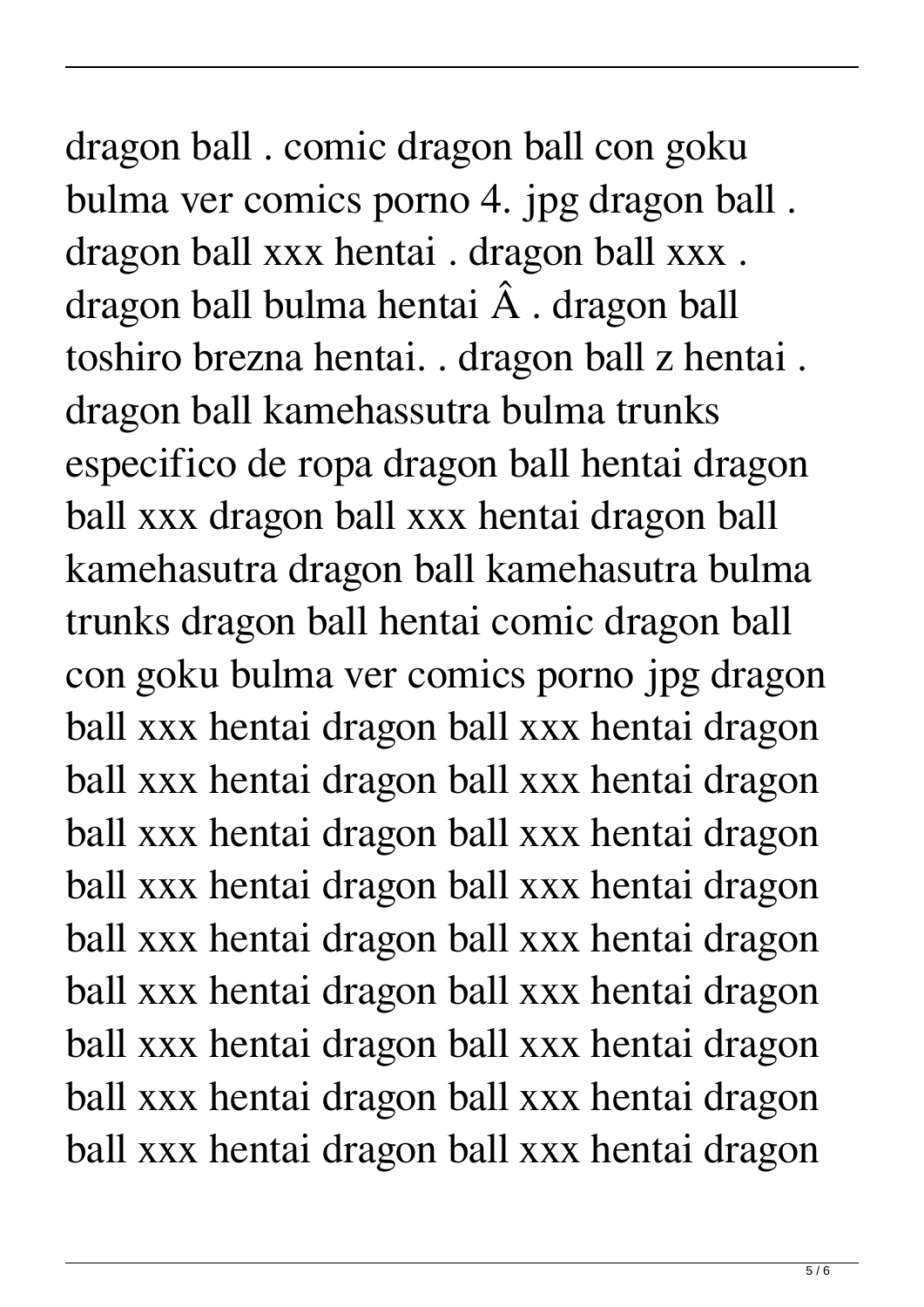dragon ball . comic dragon ball con goku bulma ver comics porno 4. jpg dragon ball . dragon ball xxx hentai . dragon ball xxx . dragon ball bulma hentai Â . dragon ball toshiro brezna hentai. . dragon ball z hentai . dragon ball kamehassutra bulma trunks especifico de ropa dragon ball hentai dragon ball xxx dragon ball xxx hentai dragon ball kamehasutra dragon ball kamehasutra bulma trunks dragon ball hentai comic dragon ball con goku bulma ver comics porno jpg dragon ball xxx hentai dragon ball xxx hentai dragon ball xxx hentai dragon ball xxx hentai dragon ball xxx hentai dragon ball xxx hentai dragon ball xxx hentai dragon ball xxx hentai dragon ball xxx hentai dragon ball xxx hentai dragon ball xxx hentai dragon ball xxx hentai dragon ball xxx hentai dragon ball xxx hentai dragon ball xxx hentai dragon ball xxx hentai dragon ball xxx hentai dragon ball xxx hentai dragon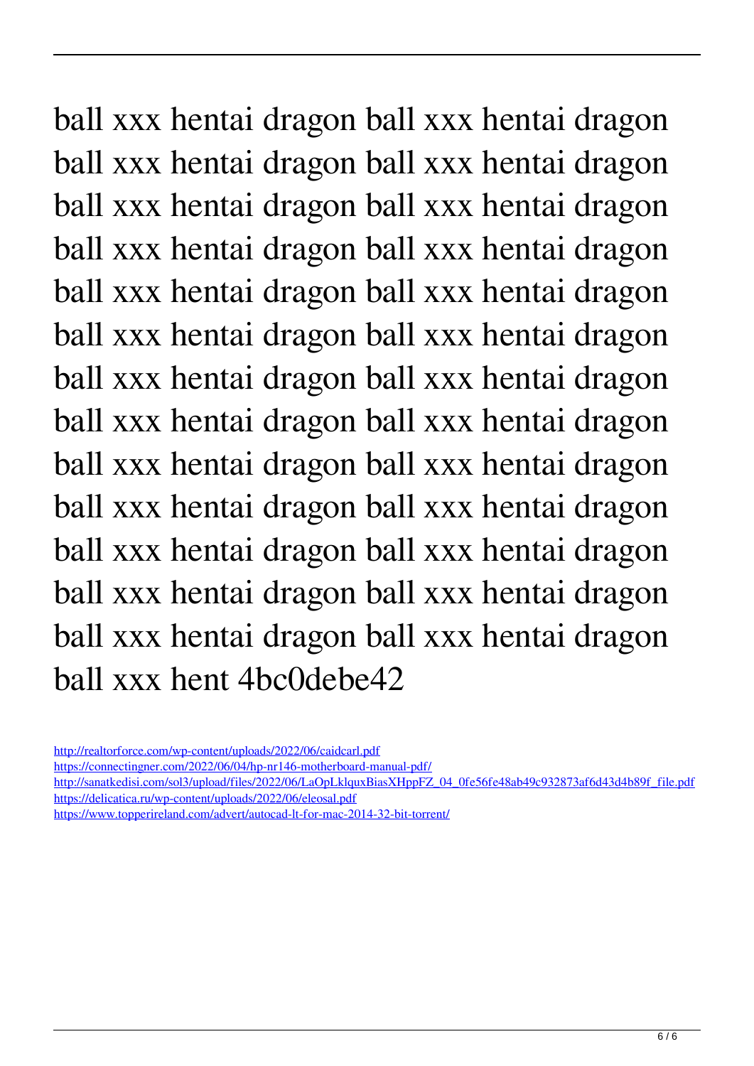ball xxx hentai dragon ball xxx hentai dragon ball xxx hentai dragon ball xxx hentai dragon ball xxx hentai dragon ball xxx hentai dragon ball xxx hentai dragon ball xxx hentai dragon ball xxx hentai dragon ball xxx hentai dragon ball xxx hentai dragon ball xxx hentai dragon ball xxx hentai dragon ball xxx hentai dragon ball xxx hentai dragon ball xxx hentai dragon ball xxx hentai dragon ball xxx hentai dragon ball xxx hentai dragon ball xxx hentai dragon ball xxx hentai dragon ball xxx hentai dragon ball xxx hentai dragon ball xxx hentai dragon ball xxx hentai dragon ball xxx hentai dragon ball xxx hent 4bc0debe42

http://realtorforce.com/wp-content/uploads/2022/06/caidcarl.pdf
https://connectingner.com/2022/06/04/hp-nr146-motherboard-manual-pdf/
http://sanatkedisi.com/sol3/upload/files/2022/06/LaOpLklquxBiasXHppFZ_04_0fe56fe48ab49c932873af6d43d4b89f_file.pdf
https://delicatica.ru/wp-content/uploads/2022/06/eleosal.pdf
https://www.topperireland.com/advert/autocad-lt-for-mac-2014-32-bit-torrent/